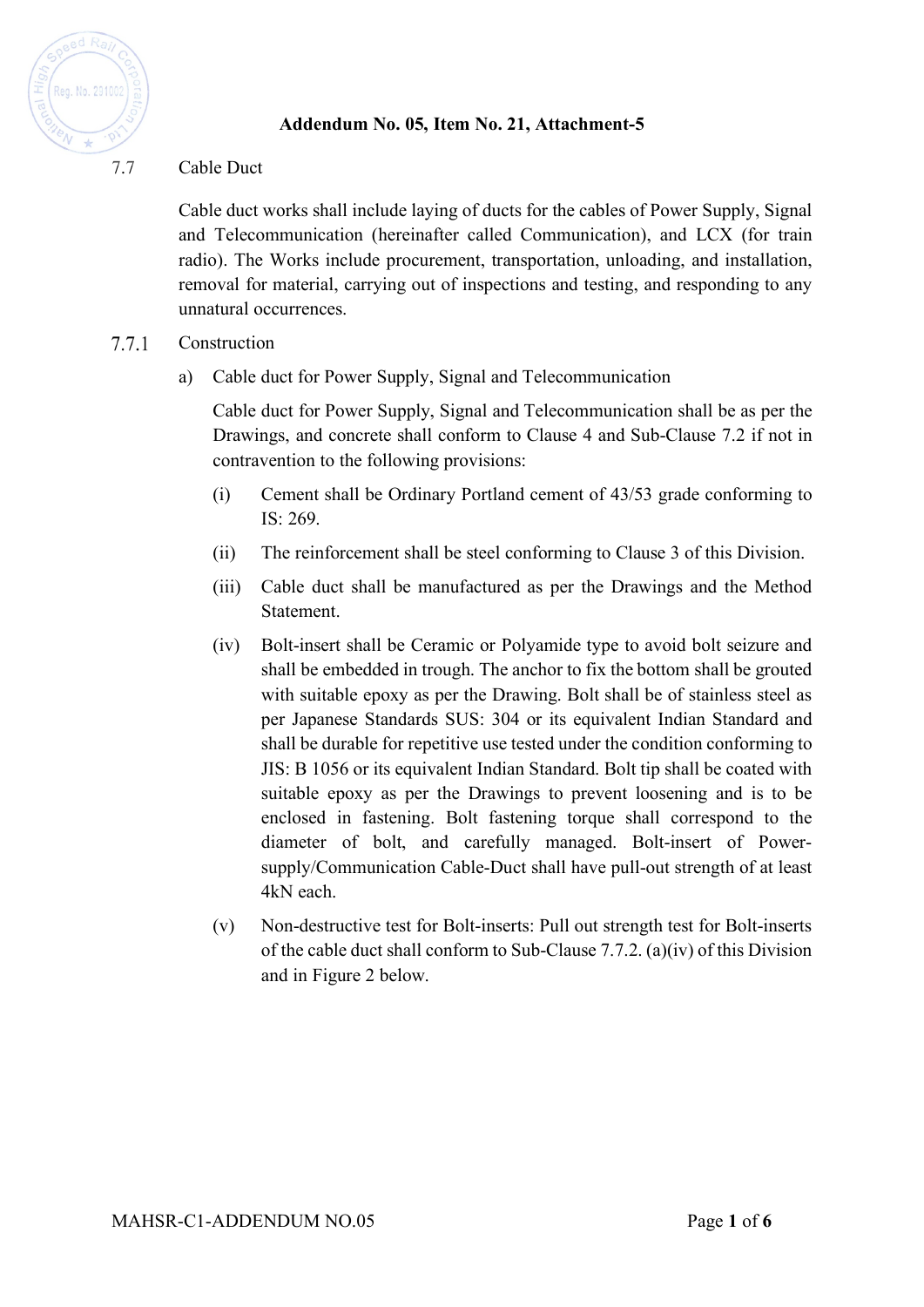**Addendum No. 05, Item No. 21, Attachment-5**

## 7.7 Cable Duct

Cable duct works shall include laying of ducts for the cables of Power Supply, Signal and Telecommunication (hereinafter called Communication), and LCX (for train radio). The Works include procurement, transportation, unloading, and installation, removal for material, carrying out of inspections and testing, and responding to any unnatural occurrences.

### 7.7.1 Construction

a) Cable duct for Power Supply, Signal and Telecommunication

Cable duct for Power Supply, Signal and Telecommunication shall be as per the Drawings, and concrete shall conform to Clause 4 and Sub-Clause 7.2 if not in contravention to the following provisions:

(i) Cement shall be Ordinary Portland cement of 43/53 grade conforming to IS: 269.

(ii) The reinforcement shall be steel conforming to Clause 3 of this Division.

(iii) Cable duct shall be manufactured as per the Drawings and the Method Statement.

(iv) Bolt-insert shall be Ceramic or Polyamide type to avoid bolt seizure and shall be embedded in trough. The anchor to fix the bottom shall be grouted with suitable epoxy as per the Drawing. Bolt shall be of stainless steel as per Japanese Standards SUS: 304 or its equivalent Indian Standard and shall be durable for repetitive use tested under the condition conforming to JIS: B 1056 or its equivalent Indian Standard. Bolt tip shall be coated with suitable epoxy as per the Drawings to prevent loosening and is to be enclosed in fastening. Bolt fastening torque shall correspond to the diameter of bolt, and carefully managed. Bolt-insert of Power-supply/Communication Cable-Duct shall have pull-out strength of at least 4kN each.

(v) Non-destructive test for Bolt-inserts: Pull out strength test for Bolt-inserts of the cable duct shall conform to Sub-Clause 7.7.2. (a)(iv) of this Division and in Figure 2 below.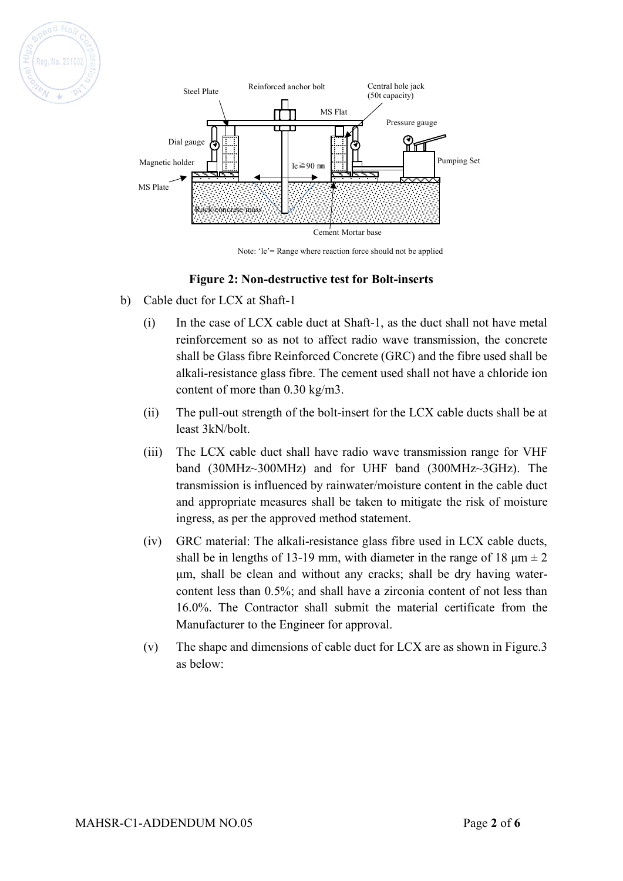Steel Plate

Reinforced anchor bolt

Central hole jack (50t capacity)

MS Flat

Pressure gauge

Dial gauge

Magnetic holder

le≧90 mm

Pumping Set

MS Plate

Rock/concrete mass

Cement Mortar base

Note: 'le'= Range where reaction force should not be applied

**Figure 2: Non-destructive test for Bolt-inserts**

b) Cable duct for LCX at Shaft-1

(i) In the case of LCX cable duct at Shaft-1, as the duct shall not have metal reinforcement so as not to affect radio wave transmission, the concrete shall be Glass fibre Reinforced Concrete (GRC) and the fibre used shall be alkali-resistance glass fibre. The cement used shall not have a chloride ion content of more than 0.30 kg/m3.

(ii) The pull-out strength of the bolt-insert for the LCX cable ducts shall be at least 3kN/bolt.

(iii) The LCX cable duct shall have radio wave transmission range for VHF band (30MHz~300MHz) and for UHF band (300MHz~3GHz). The transmission is influenced by rainwater/moisture content in the cable duct and appropriate measures shall be taken to mitigate the risk of moisture ingress, as per the approved method statement.

(iv) GRC material: The alkali-resistance glass fibre used in LCX cable ducts, shall be in lengths of 13-19 mm, with diameter in the range of 18 μm ± 2 μm, shall be clean and without any cracks; shall be dry having water-content less than 0.5%; and shall have a zirconia content of not less than 16.0%. The Contractor shall submit the material certificate from the Manufacturer to the Engineer for approval.

(v) The shape and dimensions of cable duct for LCX are as shown in Figure.3 as below: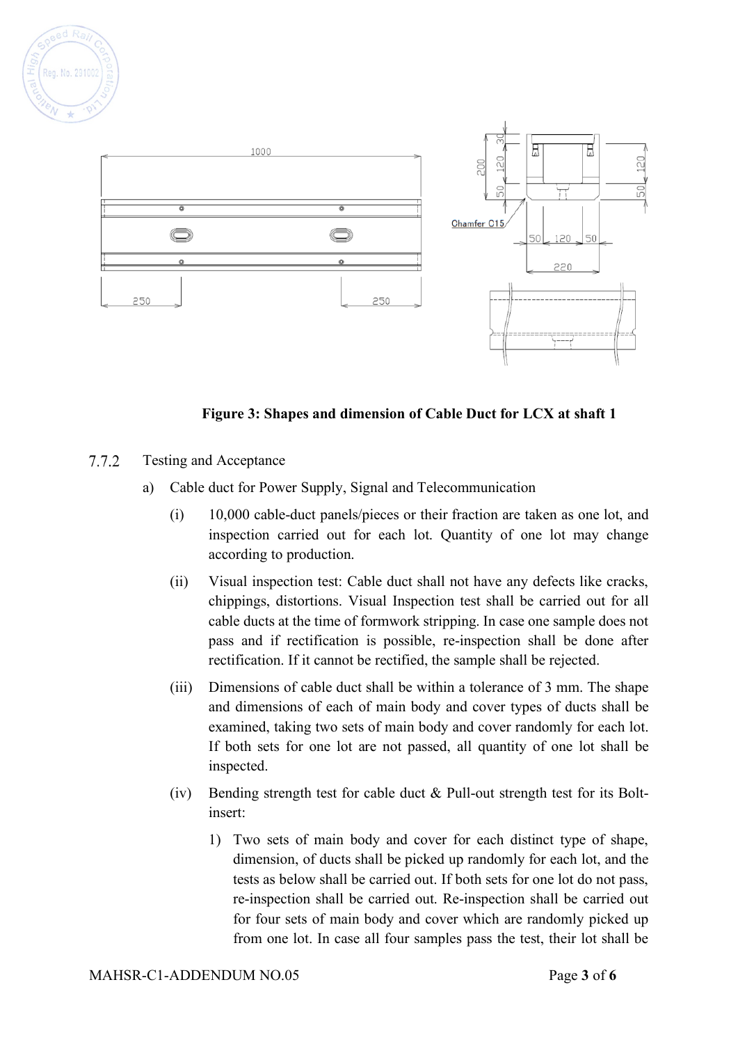**Figure 3: Shapes and dimension of Cable Duct for LCX at shaft 1**

7.7.2 Testing and Acceptance

a) Cable duct for Power Supply, Signal and Telecommunication

(i) 10,000 cable-duct panels/pieces or their fraction are taken as one lot, and inspection carried out for each lot. Quantity of one lot may change according to production.

(ii) Visual inspection test: Cable duct shall not have any defects like cracks, chippings, distortions. Visual Inspection test shall be carried out for all cable ducts at the time of formwork stripping. In case one sample does not pass and if rectification is possible, re-inspection shall be done after rectification. If it cannot be rectified, the sample shall be rejected.

(iii) Dimensions of cable duct shall be within a tolerance of 3 mm. The shape and dimensions of each of main body and cover types of ducts shall be examined, taking two sets of main body and cover randomly for each lot. If both sets for one lot are not passed, all quantity of one lot shall be inspected.

(iv) Bending strength test for cable duct & Pull-out strength test for its Bolt-insert:

1) Two sets of main body and cover for each distinct type of shape, dimension, of ducts shall be picked up randomly for each lot, and the tests as below shall be carried out. If both sets for one lot do not pass, re-inspection shall be carried out. Re-inspection shall be carried out for four sets of main body and cover which are randomly picked up from one lot. In case all four samples pass the test, their lot shall be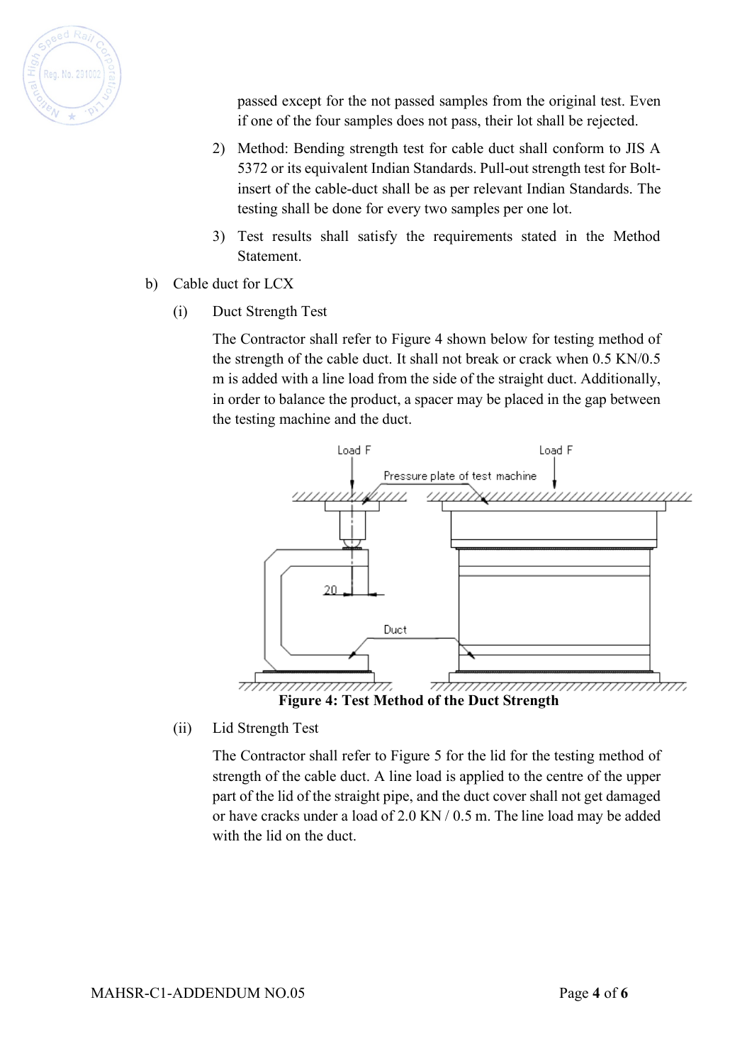passed except for the not passed samples from the original test. Even if one of the four samples does not pass, their lot shall be rejected.

2) Method: Bending strength test for cable duct shall conform to JIS A 5372 or its equivalent Indian Standards. Pull-out strength test for Bolt-insert of the cable-duct shall be as per relevant Indian Standards. The testing shall be done for every two samples per one lot.

3) Test results shall satisfy the requirements stated in the Method Statement.

b) Cable duct for LCX

(i) Duct Strength Test

The Contractor shall refer to Figure 4 shown below for testing method of the strength of the cable duct. It shall not break or crack when 0.5 KN/0.5 m is added with a line load from the side of the straight duct. Additionally, in order to balance the product, a spacer may be placed in the gap between the testing machine and the duct.

**Figure 4: Test Method of the Duct Strength**

(ii) Lid Strength Test

The Contractor shall refer to Figure 5 for the lid for the testing method of strength of the cable duct. A line load is applied to the centre of the upper part of the lid of the straight pipe, and the duct cover shall not get damaged or have cracks under a load of 2.0 KN / 0.5 m. The line load may be added with the lid on the duct.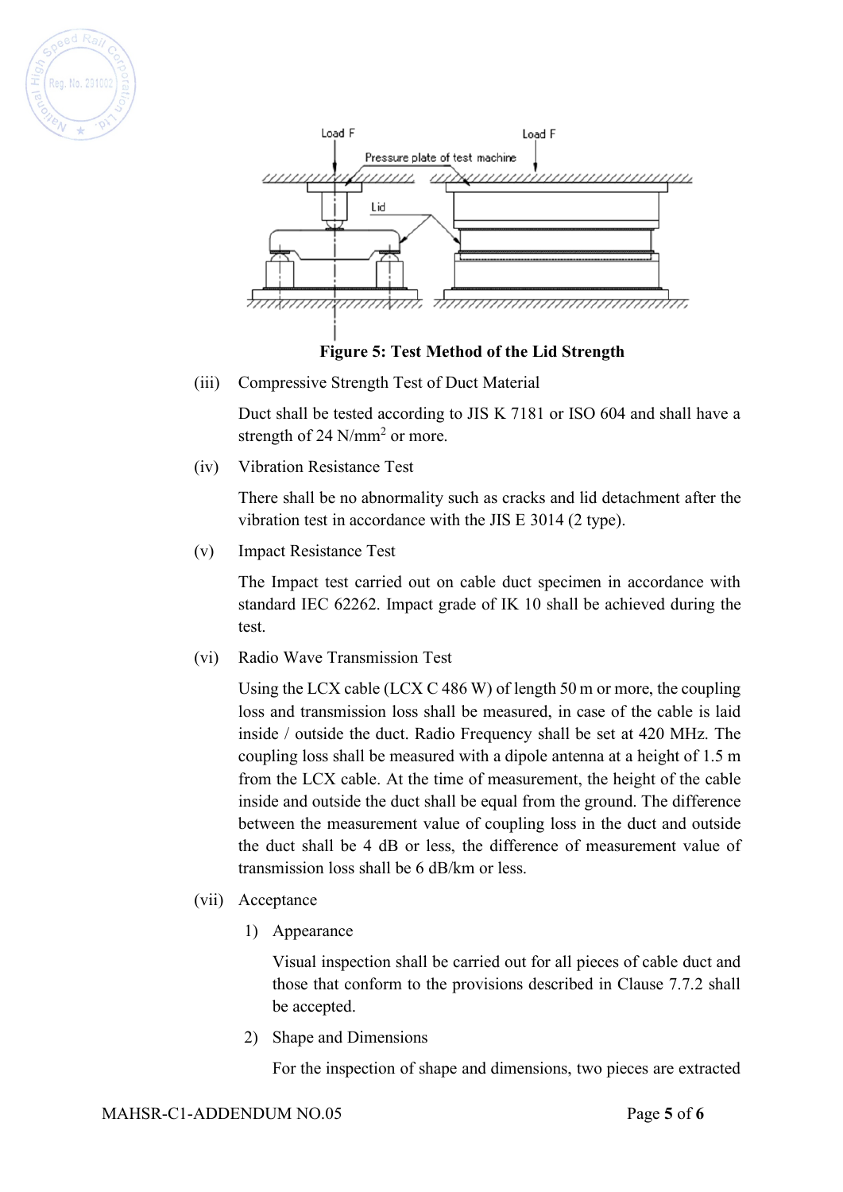**Figure 5: Test Method of the Lid Strength**

(iii) Compressive Strength Test of Duct Material

Duct shall be tested according to JIS K 7181 or ISO 604 and shall have a strength of 24 N/mm$^2$ or more.

(iv) Vibration Resistance Test

There shall be no abnormality such as cracks and lid detachment after the vibration test in accordance with the JIS E 3014 (2 type).

(v) Impact Resistance Test

The Impact test carried out on cable duct specimen in accordance with standard IEC 62262. Impact grade of IK 10 shall be achieved during the test.

(vi) Radio Wave Transmission Test

Using the LCX cable (LCX C 486 W) of length 50 m or more, the coupling loss and transmission loss shall be measured, in case of the cable is laid inside / outside the duct. Radio Frequency shall be set at 420 MHz. The coupling loss shall be measured with a dipole antenna at a height of 1.5 m from the LCX cable. At the time of measurement, the height of the cable inside and outside the duct shall be equal from the ground. The difference between the measurement value of coupling loss in the duct and outside the duct shall be 4 dB or less, the difference of measurement value of transmission loss shall be 6 dB/km or less.

(vii) Acceptance

1) Appearance

Visual inspection shall be carried out for all pieces of cable duct and those that conform to the provisions described in Clause 7.7.2 shall be accepted.

2) Shape and Dimensions

For the inspection of shape and dimensions, two pieces are extracted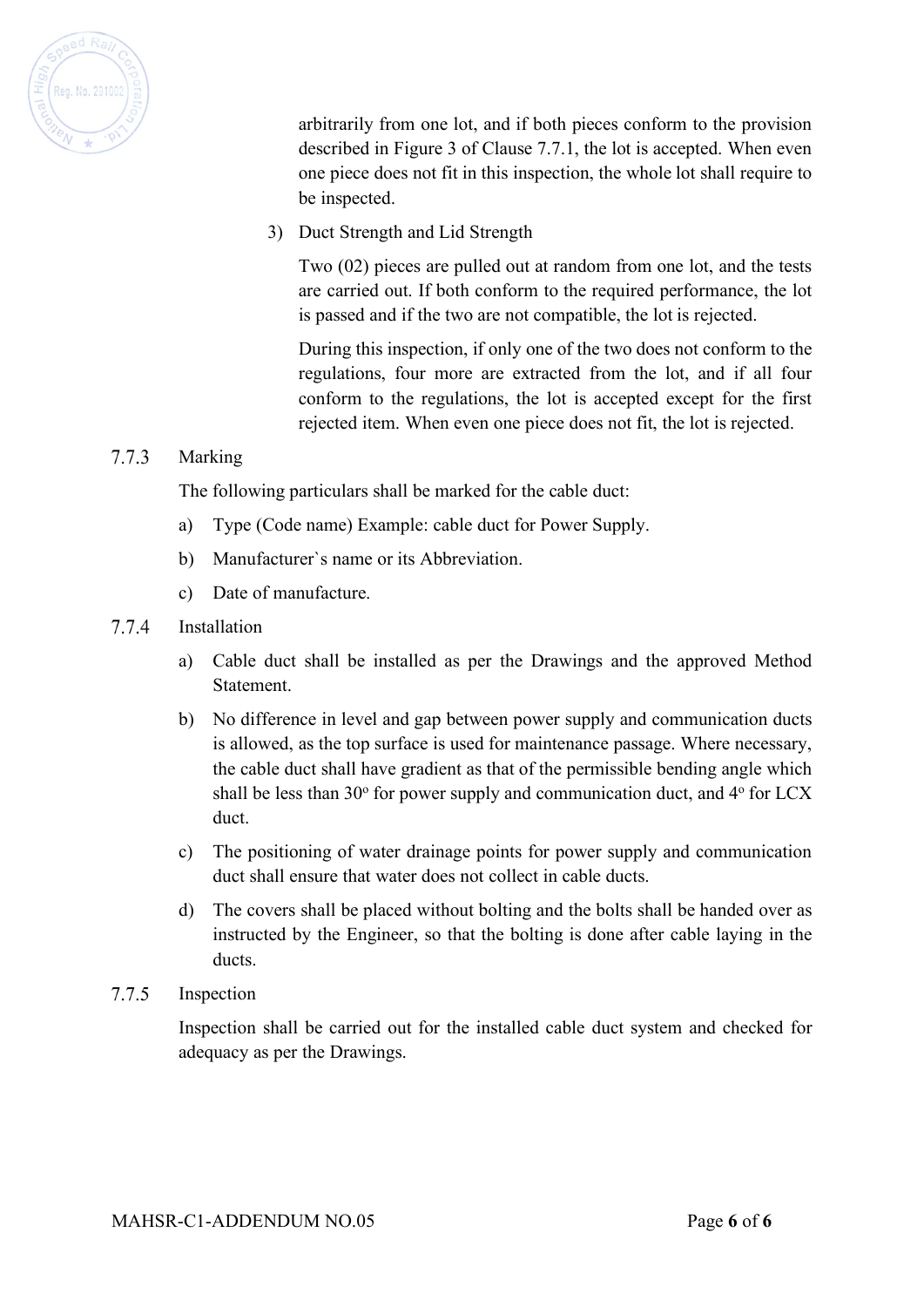arbitrarily from one lot, and if both pieces conform to the provision described in Figure 3 of Clause 7.7.1, the lot is accepted. When even one piece does not fit in this inspection, the whole lot shall require to be inspected.

3) Duct Strength and Lid Strength

   Two (02) pieces are pulled out at random from one lot, and the tests are carried out. If both conform to the required performance, the lot is passed and if the two are not compatible, the lot is rejected.

   During this inspection, if only one of the two does not conform to the regulations, four more are extracted from the lot, and if all four conform to the regulations, the lot is accepted except for the first rejected item. When even one piece does not fit, the lot is rejected.

### 7.7.3 Marking

The following particulars shall be marked for the cable duct:

a) Type (Code name) Example: cable duct for Power Supply.

b) Manufacturer`s name or its Abbreviation.

c) Date of manufacture.

### 7.7.4 Installation

a) Cable duct shall be installed as per the Drawings and the approved Method Statement.

b) No difference in level and gap between power supply and communication ducts is allowed, as the top surface is used for maintenance passage. Where necessary, the cable duct shall have gradient as that of the permissible bending angle which shall be less than 30$^{o}$ for power supply and communication duct, and 4$^{o}$ for LCX duct.

c) The positioning of water drainage points for power supply and communication duct shall ensure that water does not collect in cable ducts.

d) The covers shall be placed without bolting and the bolts shall be handed over as instructed by the Engineer, so that the bolting is done after cable laying in the ducts.

### 7.7.5 Inspection

Inspection shall be carried out for the installed cable duct system and checked for adequacy as per the Drawings.